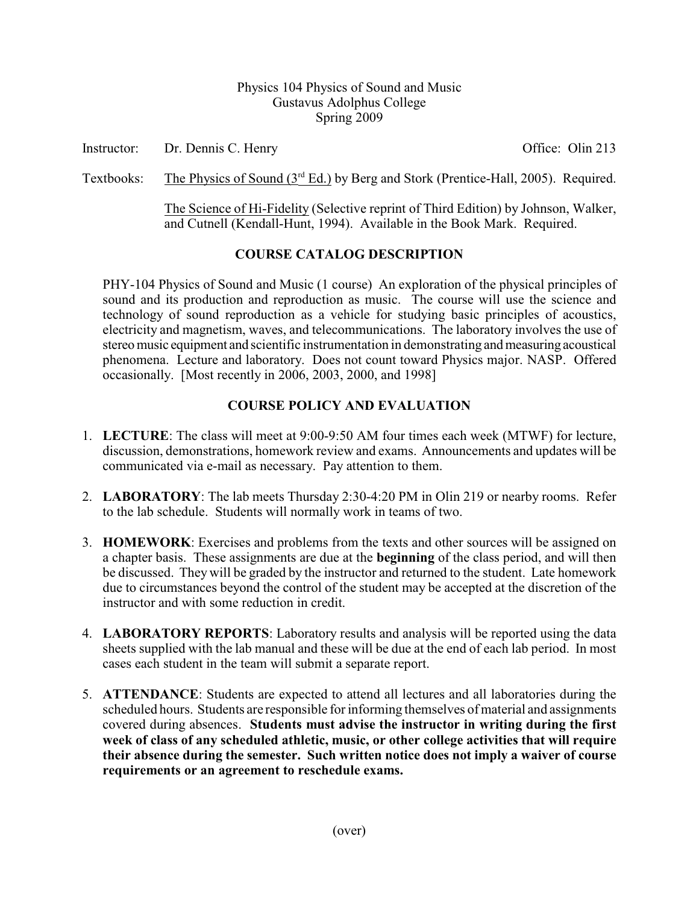Physics 104 Physics of Sound and Music
Gustavus Adolphus College
Spring 2009

Instructor: Dr. Dennis C. Henry — Office: Olin 213

Textbooks: The Physics of Sound (3rd Ed.) by Berg and Stork (Prentice-Hall, 2005). Required.

The Science of Hi-Fidelity (Selective reprint of Third Edition) by Johnson, Walker, and Cutnell (Kendall-Hunt, 1994). Available in the Book Mark. Required.

## COURSE CATALOG DESCRIPTION

PHY-104 Physics of Sound and Music (1 course) An exploration of the physical principles of sound and its production and reproduction as music. The course will use the science and technology of sound reproduction as a vehicle for studying basic principles of acoustics, electricity and magnetism, waves, and telecommunications. The laboratory involves the use of stereo music equipment and scientific instrumentation in demonstrating and measuring acoustical phenomena. Lecture and laboratory. Does not count toward Physics major. NASP. Offered occasionally. [Most recently in 2006, 2003, 2000, and 1998]

## COURSE POLICY AND EVALUATION

1. **LECTURE**: The class will meet at 9:00-9:50 AM four times each week (MTWF) for lecture, discussion, demonstrations, homework review and exams. Announcements and updates will be communicated via e-mail as necessary. Pay attention to them.

2. **LABORATORY**: The lab meets Thursday 2:30-4:20 PM in Olin 219 or nearby rooms. Refer to the lab schedule. Students will normally work in teams of two.

3. **HOMEWORK**: Exercises and problems from the texts and other sources will be assigned on a chapter basis. These assignments are due at the **beginning** of the class period, and will then be discussed. They will be graded by the instructor and returned to the student. Late homework due to circumstances beyond the control of the student may be accepted at the discretion of the instructor and with some reduction in credit.

4. **LABORATORY REPORTS**: Laboratory results and analysis will be reported using the data sheets supplied with the lab manual and these will be due at the end of each lab period. In most cases each student in the team will submit a separate report.

5. **ATTENDANCE**: Students are expected to attend all lectures and all laboratories during the scheduled hours. Students are responsible for informing themselves of material and assignments covered during absences. **Students must advise the instructor in writing during the first week of class of any scheduled athletic, music, or other college activities that will require their absence during the semester. Such written notice does not imply a waiver of course requirements or an agreement to reschedule exams.**

(over)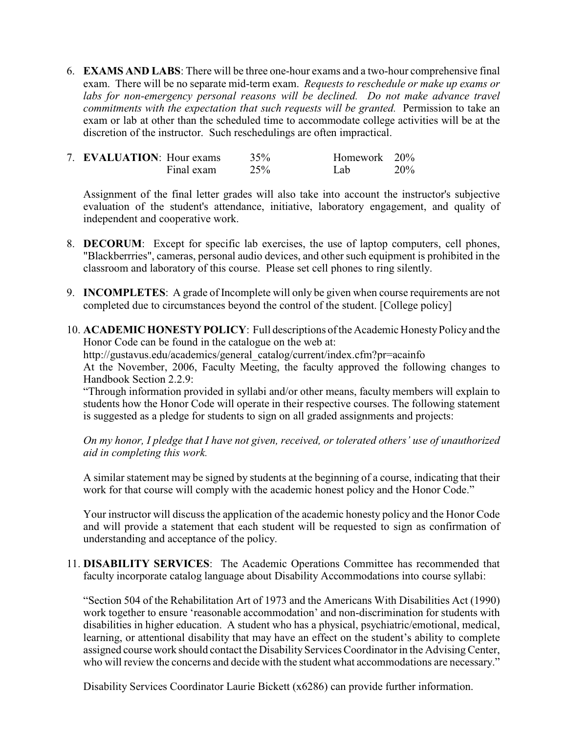6. **EXAMS AND LABS**: There will be three one-hour exams and a two-hour comprehensive final exam. There will be no separate mid-term exam. *Requests to reschedule or make up exams or labs for non-emergency personal reasons will be declined. Do not make advance travel commitments with the expectation that such requests will be granted.* Permission to take an exam or lab at other than the scheduled time to accommodate college activities will be at the discretion of the instructor. Such reschedulings are often impractical.

7. **EVALUATION**:

| | | | |
|---|---|---|---|
| Hour exams | 35% | Homework | 20% |
| Final exam | 25% | Lab | 20% |

   Assignment of the final letter grades will also take into account the instructor's subjective evaluation of the student's attendance, initiative, laboratory engagement, and quality of independent and cooperative work.

8. **DECORUM**: Except for specific lab exercises, the use of laptop computers, cell phones, "Blackberrries", cameras, personal audio devices, and other such equipment is prohibited in the classroom and laboratory of this course. Please set cell phones to ring silently.

9. **INCOMPLETES**: A grade of Incomplete will only be given when course requirements are not completed due to circumstances beyond the control of the student. [College policy]

10. **ACADEMIC HONESTY POLICY**: Full descriptions of the Academic Honesty Policy and the Honor Code can be found in the catalogue on the web at:
    http://gustavus.edu/academics/general_catalog/current/index.cfm?pr=acainfo
    At the November, 2006, Faculty Meeting, the faculty approved the following changes to Handbook Section 2.2.9:
    "Through information provided in syllabi and/or other means, faculty members will explain to students how the Honor Code will operate in their respective courses. The following statement is suggested as a pledge for students to sign on all graded assignments and projects:

    *On my honor, I pledge that I have not given, received, or tolerated others' use of unauthorized aid in completing this work.*

    A similar statement may be signed by students at the beginning of a course, indicating that their work for that course will comply with the academic honest policy and the Honor Code."

    Your instructor will discuss the application of the academic honesty policy and the Honor Code and will provide a statement that each student will be requested to sign as confirmation of understanding and acceptance of the policy.

11. **DISABILITY SERVICES**: The Academic Operations Committee has recommended that faculty incorporate catalog language about Disability Accommodations into course syllabi:

    "Section 504 of the Rehabilitation Art of 1973 and the Americans With Disabilities Act (1990) work together to ensure 'reasonable accommodation' and non-discrimination for students with disabilities in higher education. A student who has a physical, psychiatric/emotional, medical, learning, or attentional disability that may have an effect on the student's ability to complete assigned course work should contact the Disability Services Coordinator in the Advising Center, who will review the concerns and decide with the student what accommodations are necessary."

    Disability Services Coordinator Laurie Bickett (x6286) can provide further information.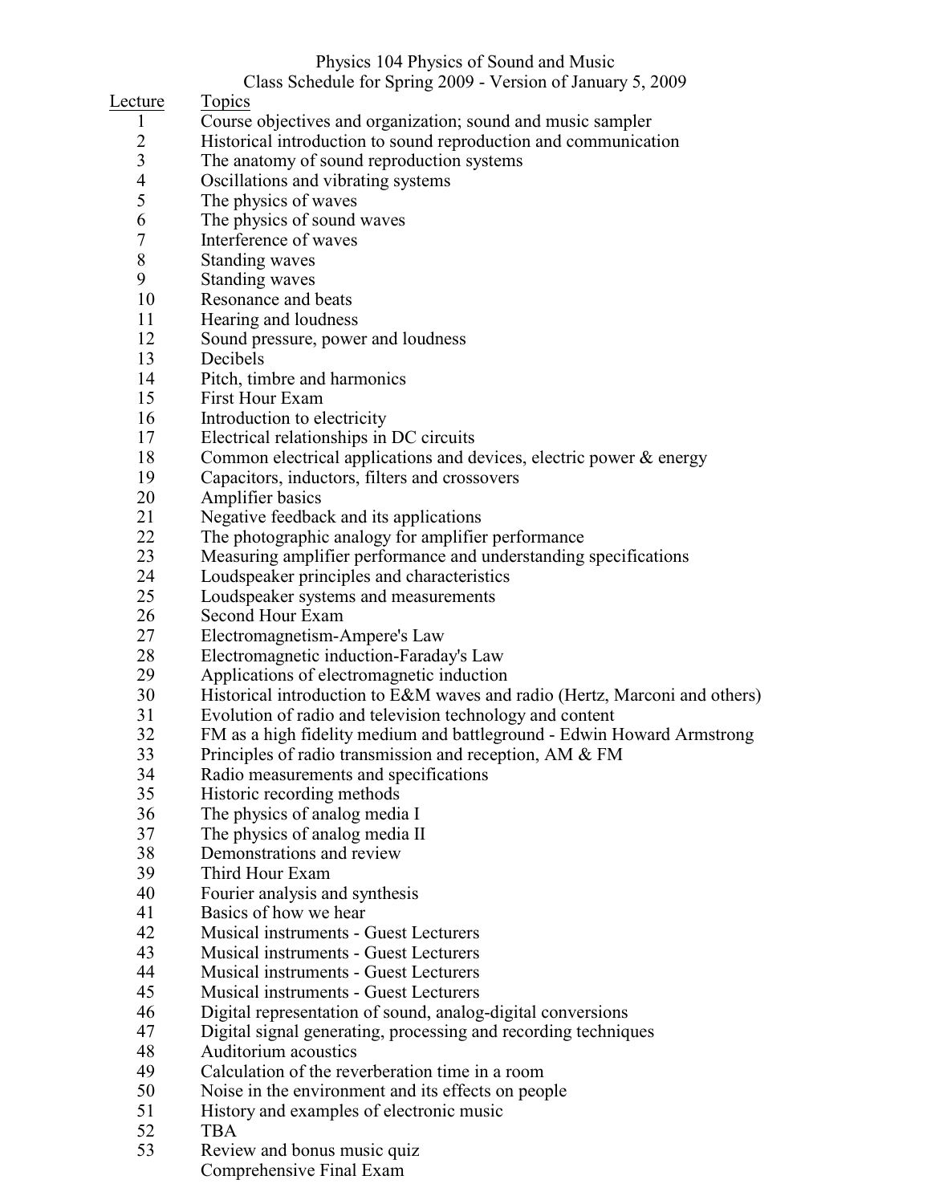Physics 104 Physics of Sound and Music

Class Schedule for Spring 2009 - Version of January 5, 2009

| Lecture | Topics |
|---|---|
| 1 | Course objectives and organization; sound and music sampler |
| 2 | Historical introduction to sound reproduction and communication |
| 3 | The anatomy of sound reproduction systems |
| 4 | Oscillations and vibrating systems |
| 5 | The physics of waves |
| 6 | The physics of sound waves |
| 7 | Interference of waves |
| 8 | Standing waves |
| 9 | Standing waves |
| 10 | Resonance and beats |
| 11 | Hearing and loudness |
| 12 | Sound pressure, power and loudness |
| 13 | Decibels |
| 14 | Pitch, timbre and harmonics |
| 15 | First Hour Exam |
| 16 | Introduction to electricity |
| 17 | Electrical relationships in DC circuits |
| 18 | Common electrical applications and devices, electric power & energy |
| 19 | Capacitors, inductors, filters and crossovers |
| 20 | Amplifier basics |
| 21 | Negative feedback and its applications |
| 22 | The photographic analogy for amplifier performance |
| 23 | Measuring amplifier performance and understanding specifications |
| 24 | Loudspeaker principles and characteristics |
| 25 | Loudspeaker systems and measurements |
| 26 | Second Hour Exam |
| 27 | Electromagnetism-Ampere's Law |
| 28 | Electromagnetic induction-Faraday's Law |
| 29 | Applications of electromagnetic induction |
| 30 | Historical introduction to E&M waves and radio (Hertz, Marconi and others) |
| 31 | Evolution of radio and television technology and content |
| 32 | FM as a high fidelity medium and battleground - Edwin Howard Armstrong |
| 33 | Principles of radio transmission and reception, AM & FM |
| 34 | Radio measurements and specifications |
| 35 | Historic recording methods |
| 36 | The physics of analog media I |
| 37 | The physics of analog media II |
| 38 | Demonstrations and review |
| 39 | Third Hour Exam |
| 40 | Fourier analysis and synthesis |
| 41 | Basics of how we hear |
| 42 | Musical instruments - Guest Lecturers |
| 43 | Musical instruments - Guest Lecturers |
| 44 | Musical instruments - Guest Lecturers |
| 45 | Musical instruments - Guest Lecturers |
| 46 | Digital representation of sound, analog-digital conversions |
| 47 | Digital signal generating, processing and recording techniques |
| 48 | Auditorium acoustics |
| 49 | Calculation of the reverberation time in a room |
| 50 | Noise in the environment and its effects on people |
| 51 | History and examples of electronic music |
| 52 | TBA |
| 53 | Review and bonus music quiz |
| | Comprehensive Final Exam |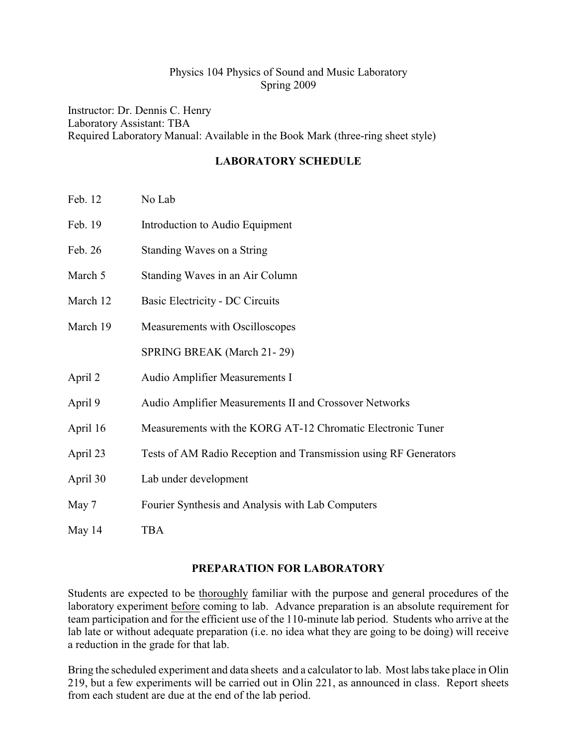Physics 104 Physics of Sound and Music Laboratory
Spring 2009

Instructor: Dr. Dennis C. Henry
Laboratory Assistant: TBA
Required Laboratory Manual: Available in the Book Mark (three-ring sheet style)

## LABORATORY SCHEDULE

| | |
|---|---|
| Feb. 12 | No Lab |
| Feb. 19 | Introduction to Audio Equipment |
| Feb. 26 | Standing Waves on a String |
| March 5 | Standing Waves in an Air Column |
| March 12 | Basic Electricity - DC Circuits |
| March 19 | Measurements with Oscilloscopes |
| | SPRING BREAK (March 21- 29) |
| April 2 | Audio Amplifier Measurements I |
| April 9 | Audio Amplifier Measurements II and Crossover Networks |
| April 16 | Measurements with the KORG AT-12 Chromatic Electronic Tuner |
| April 23 | Tests of AM Radio Reception and Transmission using RF Generators |
| April 30 | Lab under development |
| May 7 | Fourier Synthesis and Analysis with Lab Computers |
| May 14 | TBA |

## PREPARATION FOR LABORATORY

Students are expected to be thoroughly familiar with the purpose and general procedures of the laboratory experiment before coming to lab. Advance preparation is an absolute requirement for team participation and for the efficient use of the 110-minute lab period. Students who arrive at the lab late or without adequate preparation (i.e. no idea what they are going to be doing) will receive a reduction in the grade for that lab.

Bring the scheduled experiment and data sheets and a calculator to lab. Most labs take place in Olin 219, but a few experiments will be carried out in Olin 221, as announced in class. Report sheets from each student are due at the end of the lab period.